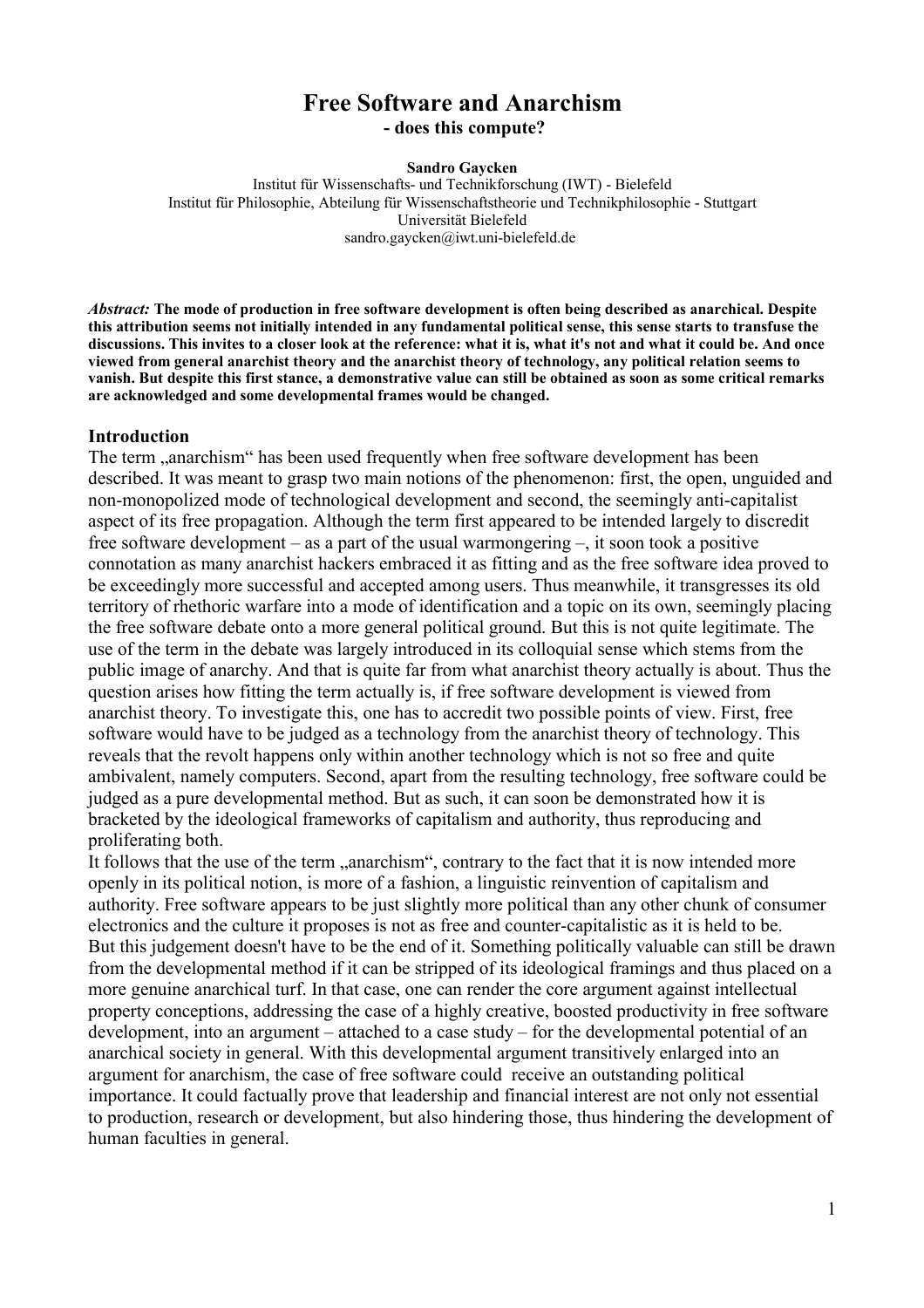# Free Software and Anarchism

## - does this compute?

**Sandro Gaycken**
Institut für Wissenschafts- und Technikforschung (IWT) - Bielefeld
Institut für Philosophie, Abteilung für Wissenschaftstheorie und Technikphilosophie - Stuttgart
Universität Bielefeld
sandro.gaycken@iwt.uni-bielefeld.de

***Abstract:*** **The mode of production in free software development is often being described as anarchical. Despite this attribution seems not initially intended in any fundamental political sense, this sense starts to transfuse the discussions. This invites to a closer look at the reference: what it is, what it's not and what it could be. And once viewed from general anarchist theory and the anarchist theory of technology, any political relation seems to vanish. But despite this first stance, a demonstrative value can still be obtained as soon as some critical remarks are acknowledged and some developmental frames would be changed.**

### Introduction

The term „anarchism" has been used frequently when free software development has been described. It was meant to grasp two main notions of the phenomenon: first, the open, unguided and non-monopolized mode of technological development and second, the seemingly anti-capitalist aspect of its free propagation. Although the term first appeared to be intended largely to discredit free software development – as a part of the usual warmongering –, it soon took a positive connotation as many anarchist hackers embraced it as fitting and as the free software idea proved to be exceedingly more successful and accepted among users. Thus meanwhile, it transgresses its old territory of rhethoric warfare into a mode of identification and a topic on its own, seemingly placing the free software debate onto a more general political ground. But this is not quite legitimate. The use of the term in the debate was largely introduced in its colloquial sense which stems from the public image of anarchy. And that is quite far from what anarchist theory actually is about. Thus the question arises how fitting the term actually is, if free software development is viewed from anarchist theory. To investigate this, one has to accredit two possible points of view. First, free software would have to be judged as a technology from the anarchist theory of technology. This reveals that the revolt happens only within another technology which is not so free and quite ambivalent, namely computers. Second, apart from the resulting technology, free software could be judged as a pure developmental method. But as such, it can soon be demonstrated how it is bracketed by the ideological frameworks of capitalism and authority, thus reproducing and proliferating both.

It follows that the use of the term „anarchism", contrary to the fact that it is now intended more openly in its political notion, is more of a fashion, a linguistic reinvention of capitalism and authority. Free software appears to be just slightly more political than any other chunk of consumer electronics and the culture it proposes is not as free and counter-capitalistic as it is held to be.

But this judgement doesn't have to be the end of it. Something politically valuable can still be drawn from the developmental method if it can be stripped of its ideological framings and thus placed on a more genuine anarchical turf. In that case, one can render the core argument against intellectual property conceptions, addressing the case of a highly creative, boosted productivity in free software development, into an argument – attached to a case study – for the developmental potential of an anarchical society in general. With this developmental argument transitively enlarged into an argument for anarchism, the case of free software could receive an outstanding political importance. It could factually prove that leadership and financial interest are not only not essential to production, research or development, but also hindering those, thus hindering the development of human faculties in general.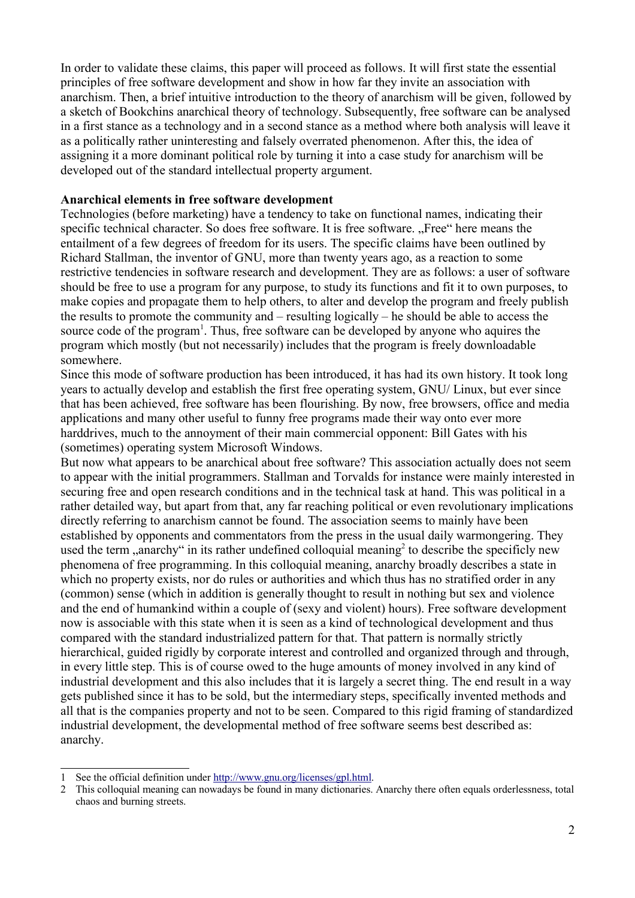In order to validate these claims, this paper will proceed as follows. It will first state the essential principles of free software development and show in how far they invite an association with anarchism. Then, a brief intuitive introduction to the theory of anarchism will be given, followed by a sketch of Bookchins anarchical theory of technology. Subsequently, free software can be analysed in a first stance as a technology and in a second stance as a method where both analysis will leave it as a politically rather uninteresting and falsely overrated phenomenon. After this, the idea of assigning it a more dominant political role by turning it into a case study for anarchism will be developed out of the standard intellectual property argument.

**Anarchical elements in free software development**

Technologies (before marketing) have a tendency to take on functional names, indicating their specific technical character. So does free software. It is free software. „Free" here means the entailment of a few degrees of freedom for its users. The specific claims have been outlined by Richard Stallman, the inventor of GNU, more than twenty years ago, as a reaction to some restrictive tendencies in software research and development. They are as follows: a user of software should be free to use a program for any purpose, to study its functions and fit it to own purposes, to make copies and propagate them to help others, to alter and develop the program and freely publish the results to promote the community and – resulting logically – he should be able to access the source code of the program[1]. Thus, free software can be developed by anyone who aquires the program which mostly (but not necessarily) includes that the program is freely downloadable somewhere.

Since this mode of software production has been introduced, it has had its own history. It took long years to actually develop and establish the first free operating system, GNU/ Linux, but ever since that has been achieved, free software has been flourishing. By now, free browsers, office and media applications and many other useful to funny free programs made their way onto ever more harddrives, much to the annoyment of their main commercial opponent: Bill Gates with his (sometimes) operating system Microsoft Windows.

But now what appears to be anarchical about free software? This association actually does not seem to appear with the initial programmers. Stallman and Torvalds for instance were mainly interested in securing free and open research conditions and in the technical task at hand. This was political in a rather detailed way, but apart from that, any far reaching political or even revolutionary implications directly referring to anarchism cannot be found. The association seems to mainly have been established by opponents and commentators from the press in the usual daily warmongering. They used the term „anarchy" in its rather undefined colloquial meaning[2] to describe the specificly new phenomena of free programming. In this colloquial meaning, anarchy broadly describes a state in which no property exists, nor do rules or authorities and which thus has no stratified order in any (common) sense (which in addition is generally thought to result in nothing but sex and violence and the end of humankind within a couple of (sexy and violent) hours). Free software development now is associable with this state when it is seen as a kind of technological development and thus compared with the standard industrialized pattern for that. That pattern is normally strictly hierarchical, guided rigidly by corporate interest and controlled and organized through and through, in every little step. This is of course owed to the huge amounts of money involved in any kind of industrial development and this also includes that it is largely a secret thing. The end result in a way gets published since it has to be sold, but the intermediary steps, specifically invented methods and all that is the companies property and not to be seen. Compared to this rigid framing of standardized industrial development, the developmental method of free software seems best described as: anarchy.

---

1 See the official definition under http://www.gnu.org/licenses/gpl.html.

2 This colloquial meaning can nowadays be found in many dictionaries. Anarchy there often equals orderlessness, total chaos and burning streets.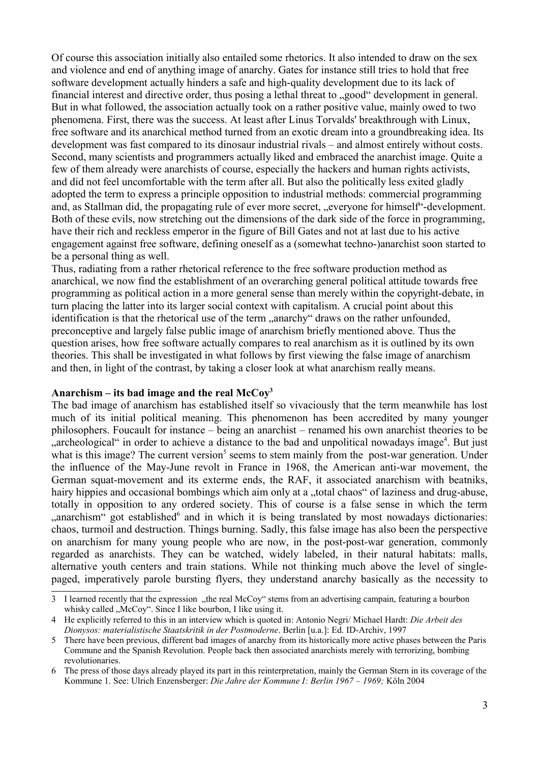Of course this association initially also entailed some rhetorics. It also intended to draw on the sex and violence and end of anything image of anarchy. Gates for instance still tries to hold that free software development actually hinders a safe and high-quality development due to its lack of financial interest and directive order, thus posing a lethal threat to „good" development in general. But in what followed, the association actually took on a rather positive value, mainly owed to two phenomena. First, there was the success. At least after Linus Torvalds' breakthrough with Linux, free software and its anarchical method turned from an exotic dream into a groundbreaking idea. Its development was fast compared to its dinosaur industrial rivals – and almost entirely without costs. Second, many scientists and programmers actually liked and embraced the anarchist image. Quite a few of them already were anarchists of course, especially the hackers and human rights activists, and did not feel uncomfortable with the term after all. But also the politically less exited gladly adopted the term to express a principle opposition to industrial methods: commercial programming and, as Stallman did, the propagating rule of ever more secret, „everyone for himself"-development. Both of these evils, now stretching out the dimensions of the dark side of the force in programming, have their rich and reckless emperor in the figure of Bill Gates and not at last due to his active engagement against free software, defining oneself as a (somewhat techno-)anarchist soon started to be a personal thing as well.

Thus, radiating from a rather rhetorical reference to the free software production method as anarchical, we now find the establishment of an overarching general political attitude towards free programming as political action in a more general sense than merely within the copyright-debate, in turn placing the latter into its larger social context with capitalism. A crucial point about this identification is that the rhetorical use of the term „anarchy" draws on the rather unfounded, preconceptive and largely false public image of anarchism briefly mentioned above. Thus the question arises, how free software actually compares to real anarchism as it is outlined by its own theories. This shall be investigated in what follows by first viewing the false image of anarchism and then, in light of the contrast, by taking a closer look at what anarchism really means.

**Anarchism – its bad image and the real McCoy[3]**

The bad image of anarchism has established itself so vivaciously that the term meanwhile has lost much of its initial political meaning. This phenomenon has been accredited by many younger philosophers. Foucault for instance – being an anarchist – renamed his own anarchist theories to be „archeological" in order to achieve a distance to the bad and unpolitical nowadays image[4]. But just what is this image? The current version[5] seems to stem mainly from the post-war generation. Under the influence of the May-June revolt in France in 1968, the American anti-war movement, the German squat-movement and its exterme ends, the RAF, it associated anarchism with beatniks, hairy hippies and occasional bombings which aim only at a „total chaos" of laziness and drug-abuse, totally in opposition to any ordered society. This of course is a false sense in which the term „anarchism" got established[6] and in which it is being translated by most nowadays dictionaries: chaos, turmoil and destruction. Things burning. Sadly, this false image has also been the perspective on anarchism for many young people who are now, in the post-post-war generation, commonly regarded as anarchists. They can be watched, widely labeled, in their natural habitats: malls, alternative youth centers and train stations. While not thinking much above the level of single-paged, imperatively parole bursting flyers, they understand anarchy basically as the necessity to

---

3 I learned recently that the expression „the real McCoy" stems from an advertising campain, featuring a bourbon whisky called „McCoy". Since I like bourbon, I like using it.

4 He explicitly referred to this in an interview which is quoted in: Antonio Negri/ Michael Hardt: *Die Arbeit des Dionysos: materialistische Staatskritik in der Postmoderne*. Berlin [u.a.]: Ed. ID-Archiv, 1997

5 There have been previous, different bad images of anarchy from its historically more active phases between the Paris Commune and the Spanish Revolution. People back then associated anarchists merely with terrorizing, bombing revolutionaries.

6 The press of those days already played its part in this reinterpretation, mainly the German Stern in its coverage of the Kommune 1. See: Ulrich Enzensberger: *Die Jahre der Kommune I: Berlin 1967 – 1969;* Köln 2004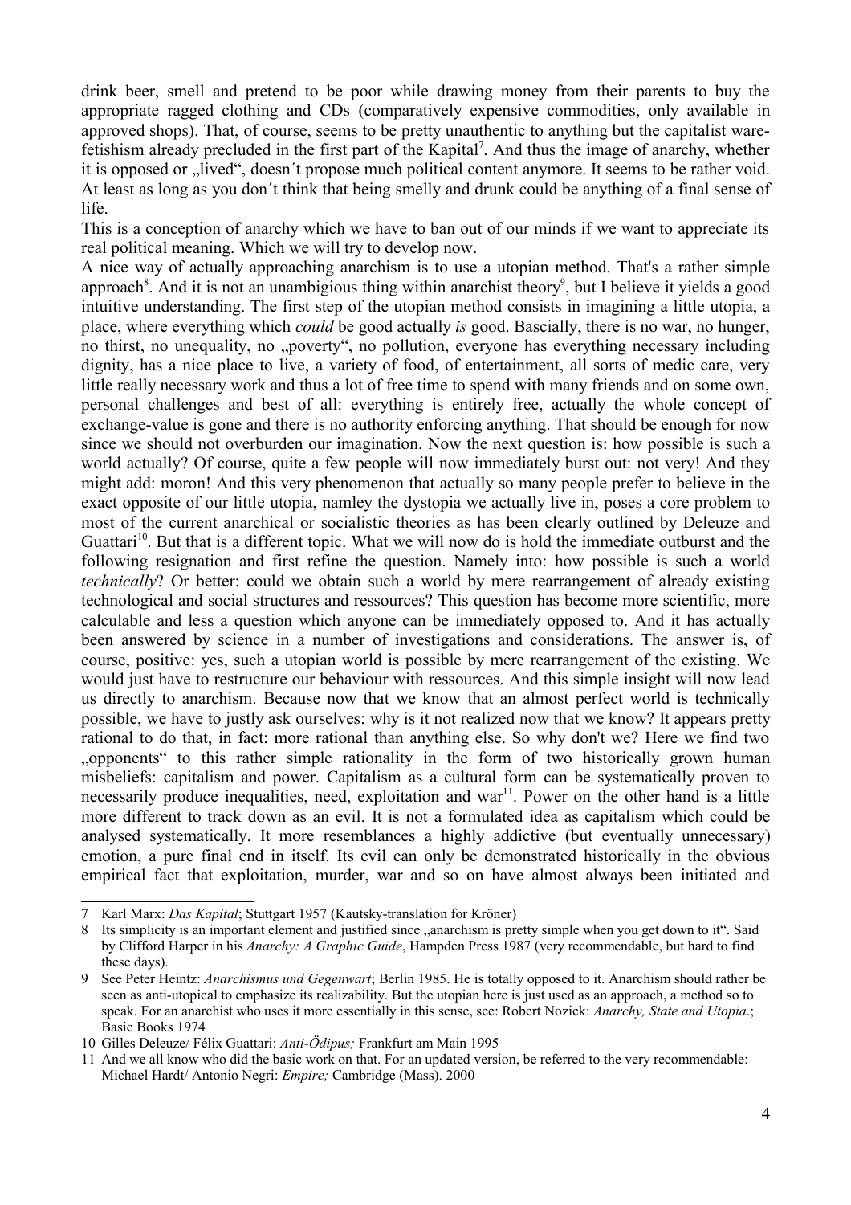drink beer, smell and pretend to be poor while drawing money from their parents to buy the appropriate ragged clothing and CDs (comparatively expensive commodities, only available in approved shops). That, of course, seems to be pretty unauthentic to anything but the capitalist ware-fetishism already precluded in the first part of the Kapital[7]. And thus the image of anarchy, whether it is opposed or „lived", doesn´t propose much political content anymore. It seems to be rather void. At least as long as you don´t think that being smelly and drunk could be anything of a final sense of life.

This is a conception of anarchy which we have to ban out of our minds if we want to appreciate its real political meaning. Which we will try to develop now.

A nice way of actually approaching anarchism is to use a utopian method. That's a rather simple approach[8]. And it is not an unambigious thing within anarchist theory[9], but I believe it yields a good intuitive understanding. The first step of the utopian method consists in imagining a little utopia, a place, where everything which *could* be good actually *is* good. Bascially, there is no war, no hunger, no thirst, no unequality, no „poverty", no pollution, everyone has everything necessary including dignity, has a nice place to live, a variety of food, of entertainment, all sorts of medic care, very little really necessary work and thus a lot of free time to spend with many friends and on some own, personal challenges and best of all: everything is entirely free, actually the whole concept of exchange-value is gone and there is no authority enforcing anything. That should be enough for now since we should not overburden our imagination. Now the next question is: how possible is such a world actually? Of course, quite a few people will now immediately burst out: not very! And they might add: moron! And this very phenomenon that actually so many people prefer to believe in the exact opposite of our little utopia, namley the dystopia we actually live in, poses a core problem to most of the current anarchical or socialistic theories as has been clearly outlined by Deleuze and Guattari[10]. But that is a different topic. What we will now do is hold the immediate outburst and the following resignation and first refine the question. Namely into: how possible is such a world *technically*? Or better: could we obtain such a world by mere rearrangement of already existing technological and social structures and ressources? This question has become more scientific, more calculable and less a question which anyone can be immediately opposed to. And it has actually been answered by science in a number of investigations and considerations. The answer is, of course, positive: yes, such a utopian world is possible by mere rearrangement of the existing. We would just have to restructure our behaviour with ressources. And this simple insight will now lead us directly to anarchism. Because now that we know that an almost perfect world is technically possible, we have to justly ask ourselves: why is it not realized now that we know? It appears pretty rational to do that, in fact: more rational than anything else. So why don't we? Here we find two „opponents" to this rather simple rationality in the form of two historically grown human misbeliefs: capitalism and power. Capitalism as a cultural form can be systematically proven to necessarily produce inequalities, need, exploitation and war[11]. Power on the other hand is a little more different to track down as an evil. It is not a formulated idea as capitalism which could be analysed systematically. It more resemblances a highly addictive (but eventually unnecessary) emotion, a pure final end in itself. Its evil can only be demonstrated historically in the obvious empirical fact that exploitation, murder, war and so on have almost always been initiated and

---

7 Karl Marx: *Das Kapital*; Stuttgart 1957 (Kautsky-translation for Kröner)

8 Its simplicity is an important element and justified since „anarchism is pretty simple when you get down to it". Said by Clifford Harper in his *Anarchy: A Graphic Guide*, Hampden Press 1987 (very recommendable, but hard to find these days).

9 See Peter Heintz: *Anarchismus und Gegenwart*; Berlin 1985. He is totally opposed to it. Anarchism should rather be seen as anti-utopical to emphasize its realizability. But the utopian here is just used as an approach, a method so to speak. For an anarchist who uses it more essentially in this sense, see: Robert Nozick: *Anarchy, State and Utopia*.; Basic Books 1974

10 Gilles Deleuze/ Félix Guattari: *Anti-Ödipus;* Frankfurt am Main 1995

11 And we all know who did the basic work on that. For an updated version, be referred to the very recommendable: Michael Hardt/ Antonio Negri: *Empire;* Cambridge (Mass). 2000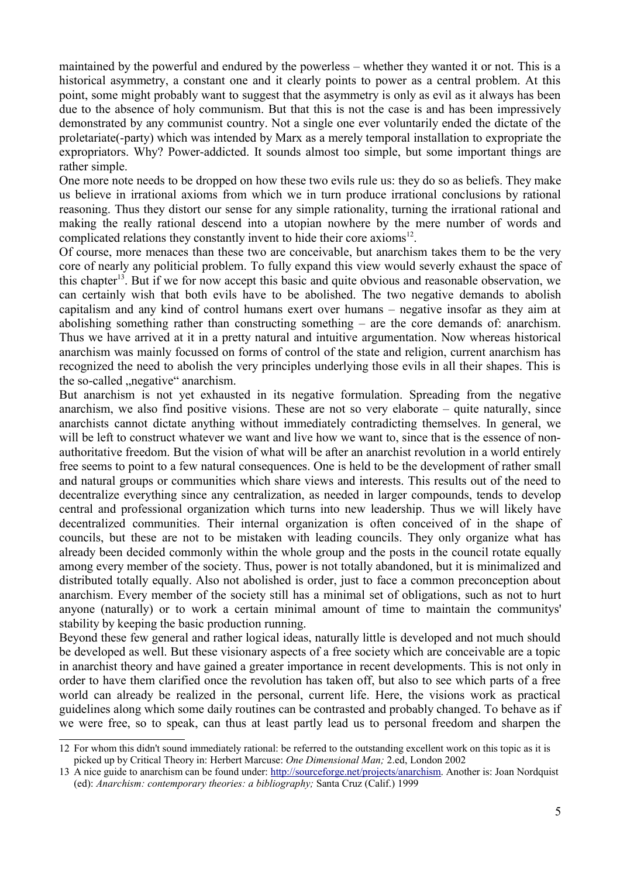maintained by the powerful and endured by the powerless – whether they wanted it or not. This is a historical asymmetry, a constant one and it clearly points to power as a central problem. At this point, some might probably want to suggest that the asymmetry is only as evil as it always has been due to the absence of holy communism. But that this is not the case is and has been impressively demonstrated by any communist country. Not a single one ever voluntarily ended the dictate of the proletariate(-party) which was intended by Marx as a merely temporal installation to expropriate the expropriators. Why? Power-addicted. It sounds almost too simple, but some important things are rather simple.

One more note needs to be dropped on how these two evils rule us: they do so as beliefs. They make us believe in irrational axioms from which we in turn produce irrational conclusions by rational reasoning. Thus they distort our sense for any simple rationality, turning the irrational rational and making the really rational descend into a utopian nowhere by the mere number of words and complicated relations they constantly invent to hide their core axioms[12].

Of course, more menaces than these two are conceivable, but anarchism takes them to be the very core of nearly any politicial problem. To fully expand this view would severly exhaust the space of this chapter[13]. But if we for now accept this basic and quite obvious and reasonable observation, we can certainly wish that both evils have to be abolished. The two negative demands to abolish capitalism and any kind of control humans exert over humans – negative insofar as they aim at abolishing something rather than constructing something – are the core demands of: anarchism. Thus we have arrived at it in a pretty natural and intuitive argumentation. Now whereas historical anarchism was mainly focussed on forms of control of the state and religion, current anarchism has recognized the need to abolish the very principles underlying those evils in all their shapes. This is the so-called „negative" anarchism.

But anarchism is not yet exhausted in its negative formulation. Spreading from the negative anarchism, we also find positive visions. These are not so very elaborate – quite naturally, since anarchists cannot dictate anything without immediately contradicting themselves. In general, we will be left to construct whatever we want and live how we want to, since that is the essence of non-authoritative freedom. But the vision of what will be after an anarchist revolution in a world entirely free seems to point to a few natural consequences. One is held to be the development of rather small and natural groups or communities which share views and interests. This results out of the need to decentralize everything since any centralization, as needed in larger compounds, tends to develop central and professional organization which turns into new leadership. Thus we will likely have decentralized communities. Their internal organization is often conceived of in the shape of councils, but these are not to be mistaken with leading councils. They only organize what has already been decided commonly within the whole group and the posts in the council rotate equally among every member of the society. Thus, power is not totally abandoned, but it is minimalized and distributed totally equally. Also not abolished is order, just to face a common preconception about anarchism. Every member of the society still has a minimal set of obligations, such as not to hurt anyone (naturally) or to work a certain minimal amount of time to maintain the communitys' stability by keeping the basic production running.

Beyond these few general and rather logical ideas, naturally little is developed and not much should be developed as well. But these visionary aspects of a free society which are conceivable are a topic in anarchist theory and have gained a greater importance in recent developments. This is not only in order to have them clarified once the revolution has taken off, but also to see which parts of a free world can already be realized in the personal, current life. Here, the visions work as practical guidelines along which some daily routines can be contrasted and probably changed. To behave as if we were free, so to speak, can thus at least partly lead us to personal freedom and sharpen the

---

12 For whom this didn't sound immediately rational: be referred to the outstanding excellent work on this topic as it is picked up by Critical Theory in: Herbert Marcuse: *One Dimensional Man;* 2.ed, London 2002

13 A nice guide to anarchism can be found under: http://sourceforge.net/projects/anarchism. Another is: Joan Nordquist (ed): *Anarchism: contemporary theories: a bibliography;* Santa Cruz (Calif.) 1999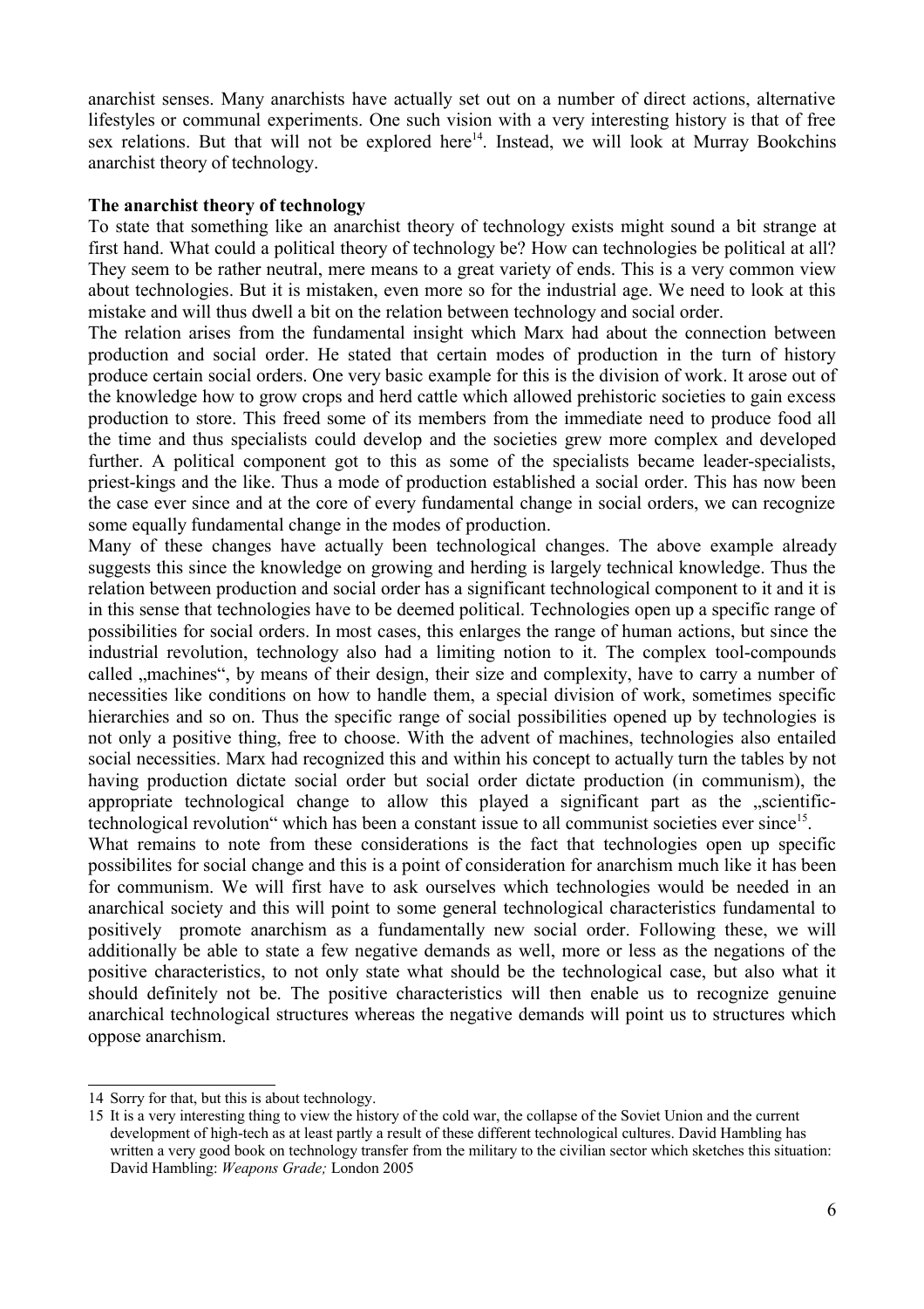anarchist senses. Many anarchists have actually set out on a number of direct actions, alternative lifestyles or communal experiments. One such vision with a very interesting history is that of free sex relations. But that will not be explored here[14]. Instead, we will look at Murray Bookchins anarchist theory of technology.

**The anarchist theory of technology**

To state that something like an anarchist theory of technology exists might sound a bit strange at first hand. What could a political theory of technology be? How can technologies be political at all? They seem to be rather neutral, mere means to a great variety of ends. This is a very common view about technologies. But it is mistaken, even more so for the industrial age. We need to look at this mistake and will thus dwell a bit on the relation between technology and social order.

The relation arises from the fundamental insight which Marx had about the connection between production and social order. He stated that certain modes of production in the turn of history produce certain social orders. One very basic example for this is the division of work. It arose out of the knowledge how to grow crops and herd cattle which allowed prehistoric societies to gain excess production to store. This freed some of its members from the immediate need to produce food all the time and thus specialists could develop and the societies grew more complex and developed further. A political component got to this as some of the specialists became leader-specialists, priest-kings and the like. Thus a mode of production established a social order. This has now been the case ever since and at the core of every fundamental change in social orders, we can recognize some equally fundamental change in the modes of production.

Many of these changes have actually been technological changes. The above example already suggests this since the knowledge on growing and herding is largely technical knowledge. Thus the relation between production and social order has a significant technological component to it and it is in this sense that technologies have to be deemed political. Technologies open up a specific range of possibilities for social orders. In most cases, this enlarges the range of human actions, but since the industrial revolution, technology also had a limiting notion to it. The complex tool-compounds called „machines", by means of their design, their size and complexity, have to carry a number of necessities like conditions on how to handle them, a special division of work, sometimes specific hierarchies and so on. Thus the specific range of social possibilities opened up by technologies is not only a positive thing, free to choose. With the advent of machines, technologies also entailed social necessities. Marx had recognized this and within his concept to actually turn the tables by not having production dictate social order but social order dictate production (in communism), the appropriate technological change to allow this played a significant part as the „scientific-technological revolution" which has been a constant issue to all communist societies ever since[15].

What remains to note from these considerations is the fact that technologies open up specific possibilites for social change and this is a point of consideration for anarchism much like it has been for communism. We will first have to ask ourselves which technologies would be needed in an anarchical society and this will point to some general technological characteristics fundamental to positively promote anarchism as a fundamentally new social order. Following these, we will additionally be able to state a few negative demands as well, more or less as the negations of the positive characteristics, to not only state what should be the technological case, but also what it should definitely not be. The positive characteristics will then enable us to recognize genuine anarchical technological structures whereas the negative demands will point us to structures which oppose anarchism.

---

14 Sorry for that, but this is about technology.

15 It is a very interesting thing to view the history of the cold war, the collapse of the Soviet Union and the current development of high-tech as at least partly a result of these different technological cultures. David Hambling has written a very good book on technology transfer from the military to the civilian sector which sketches this situation: David Hambling: *Weapons Grade;* London 2005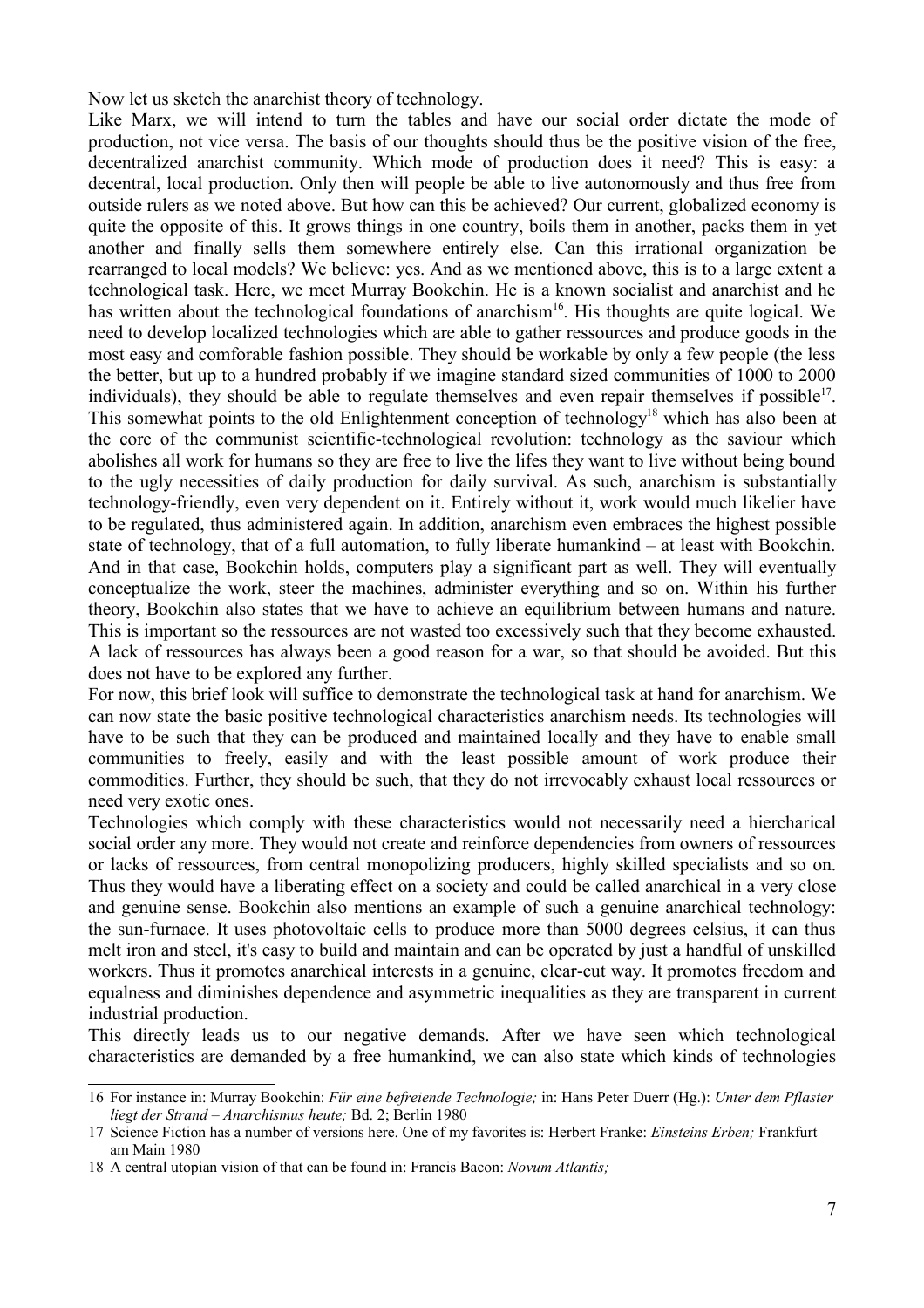Now let us sketch the anarchist theory of technology.

Like Marx, we will intend to turn the tables and have our social order dictate the mode of production, not vice versa. The basis of our thoughts should thus be the positive vision of the free, decentralized anarchist community. Which mode of production does it need? This is easy: a decentral, local production. Only then will people be able to live autonomously and thus free from outside rulers as we noted above. But how can this be achieved? Our current, globalized economy is quite the opposite of this. It grows things in one country, boils them in another, packs them in yet another and finally sells them somewhere entirely else. Can this irrational organization be rearranged to local models? We believe: yes. And as we mentioned above, this is to a large extent a technological task. Here, we meet Murray Bookchin. He is a known socialist and anarchist and he has written about the technological foundations of anarchism[16]. His thoughts are quite logical. We need to develop localized technologies which are able to gather ressources and produce goods in the most easy and comforable fashion possible. They should be workable by only a few people (the less the better, but up to a hundred probably if we imagine standard sized communities of 1000 to 2000 individuals), they should be able to regulate themselves and even repair themselves if possible[17]. This somewhat points to the old Enlightenment conception of technology[18] which has also been at the core of the communist scientific-technological revolution: technology as the saviour which abolishes all work for humans so they are free to live the lifes they want to live without being bound to the ugly necessities of daily production for daily survival. As such, anarchism is substantially technology-friendly, even very dependent on it. Entirely without it, work would much likelier have to be regulated, thus administered again. In addition, anarchism even embraces the highest possible state of technology, that of a full automation, to fully liberate humankind – at least with Bookchin. And in that case, Bookchin holds, computers play a significant part as well. They will eventually conceptualize the work, steer the machines, administer everything and so on. Within his further theory, Bookchin also states that we have to achieve an equilibrium between humans and nature. This is important so the ressources are not wasted too excessively such that they become exhausted. A lack of ressources has always been a good reason for a war, so that should be avoided. But this does not have to be explored any further.

For now, this brief look will suffice to demonstrate the technological task at hand for anarchism. We can now state the basic positive technological characteristics anarchism needs. Its technologies will have to be such that they can be produced and maintained locally and they have to enable small communities to freely, easily and with the least possible amount of work produce their commodities. Further, they should be such, that they do not irrevocably exhaust local ressources or need very exotic ones.

Technologies which comply with these characteristics would not necessarily need a hiercharical social order any more. They would not create and reinforce dependencies from owners of ressources or lacks of ressources, from central monopolizing producers, highly skilled specialists and so on. Thus they would have a liberating effect on a society and could be called anarchical in a very close and genuine sense. Bookchin also mentions an example of such a genuine anarchical technology: the sun-furnace. It uses photovoltaic cells to produce more than 5000 degrees celsius, it can thus melt iron and steel, it's easy to build and maintain and can be operated by just a handful of unskilled workers. Thus it promotes anarchical interests in a genuine, clear-cut way. It promotes freedom and equalness and diminishes dependence and asymmetric inequalities as they are transparent in current industrial production.

This directly leads us to our negative demands. After we have seen which technological characteristics are demanded by a free humankind, we can also state which kinds of technologies

---

16 For instance in: Murray Bookchin: *Für eine befreiende Technologie;* in: Hans Peter Duerr (Hg.): *Unter dem Pflaster liegt der Strand – Anarchismus heute;* Bd. 2; Berlin 1980

17 Science Fiction has a number of versions here. One of my favorites is: Herbert Franke: *Einsteins Erben;* Frankfurt am Main 1980

18 A central utopian vision of that can be found in: Francis Bacon: *Novum Atlantis;*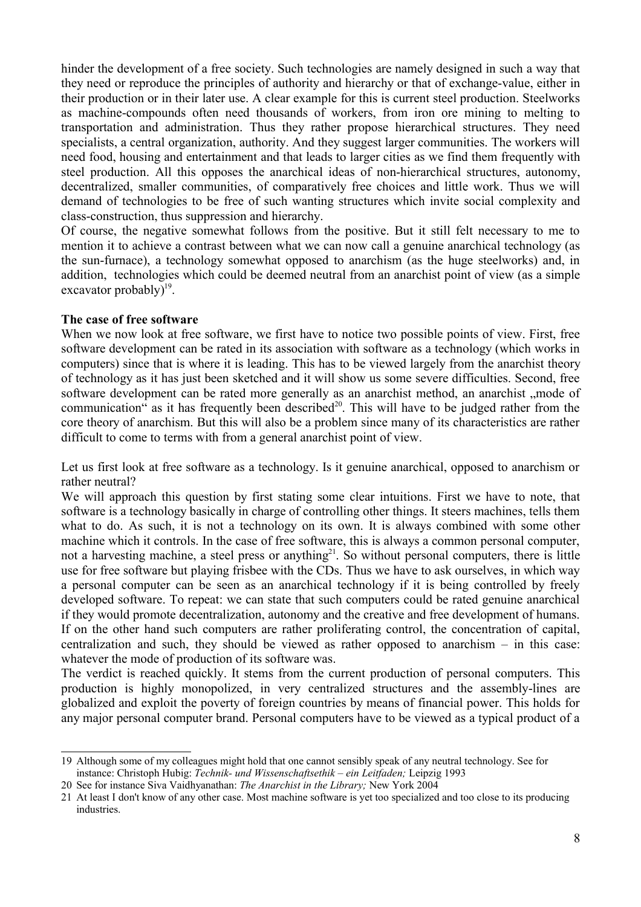hinder the development of a free society. Such technologies are namely designed in such a way that they need or reproduce the principles of authority and hierarchy or that of exchange-value, either in their production or in their later use. A clear example for this is current steel production. Steelworks as machine-compounds often need thousands of workers, from iron ore mining to melting to transportation and administration. Thus they rather propose hierarchical structures. They need specialists, a central organization, authority. And they suggest larger communities. The workers will need food, housing and entertainment and that leads to larger cities as we find them frequently with steel production. All this opposes the anarchical ideas of non-hierarchical structures, autonomy, decentralized, smaller communities, of comparatively free choices and little work. Thus we will demand of technologies to be free of such wanting structures which invite social complexity and class-construction, thus suppression and hierarchy.

Of course, the negative somewhat follows from the positive. But it still felt necessary to me to mention it to achieve a contrast between what we can now call a genuine anarchical technology (as the sun-furnace), a technology somewhat opposed to anarchism (as the huge steelworks) and, in addition, technologies which could be deemed neutral from an anarchist point of view (as a simple excavator probably)[19].

**The case of free software**

When we now look at free software, we first have to notice two possible points of view. First, free software development can be rated in its association with software as a technology (which works in computers) since that is where it is leading. This has to be viewed largely from the anarchist theory of technology as it has just been sketched and it will show us some severe difficulties. Second, free software development can be rated more generally as an anarchist method, an anarchist „mode of communication“ as it has frequently been described[20]. This will have to be judged rather from the core theory of anarchism. But this will also be a problem since many of its characteristics are rather difficult to come to terms with from a general anarchist point of view.

Let us first look at free software as a technology. Is it genuine anarchical, opposed to anarchism or rather neutral?

We will approach this question by first stating some clear intuitions. First we have to note, that software is a technology basically in charge of controlling other things. It steers machines, tells them what to do. As such, it is not a technology on its own. It is always combined with some other machine which it controls. In the case of free software, this is always a common personal computer, not a harvesting machine, a steel press or anything[21]. So without personal computers, there is little use for free software but playing frisbee with the CDs. Thus we have to ask ourselves, in which way a personal computer can be seen as an anarchical technology if it is being controlled by freely developed software. To repeat: we can state that such computers could be rated genuine anarchical if they would promote decentralization, autonomy and the creative and free development of humans. If on the other hand such computers are rather proliferating control, the concentration of capital, centralization and such, they should be viewed as rather opposed to anarchism – in this case: whatever the mode of production of its software was.

The verdict is reached quickly. It stems from the current production of personal computers. This production is highly monopolized, in very centralized structures and the assembly-lines are globalized and exploit the poverty of foreign countries by means of financial power. This holds for any major personal computer brand. Personal computers have to be viewed as a typical product of a

---

19 Although some of my colleagues might hold that one cannot sensibly speak of any neutral technology. See for instance: Christoph Hubig: *Technik- und Wissenschaftsethik – ein Leitfaden;* Leipzig 1993

20 See for instance Siva Vaidhyanathan: *The Anarchist in the Library;* New York 2004

21 At least I don't know of any other case. Most machine software is yet too specialized and too close to its producing industries.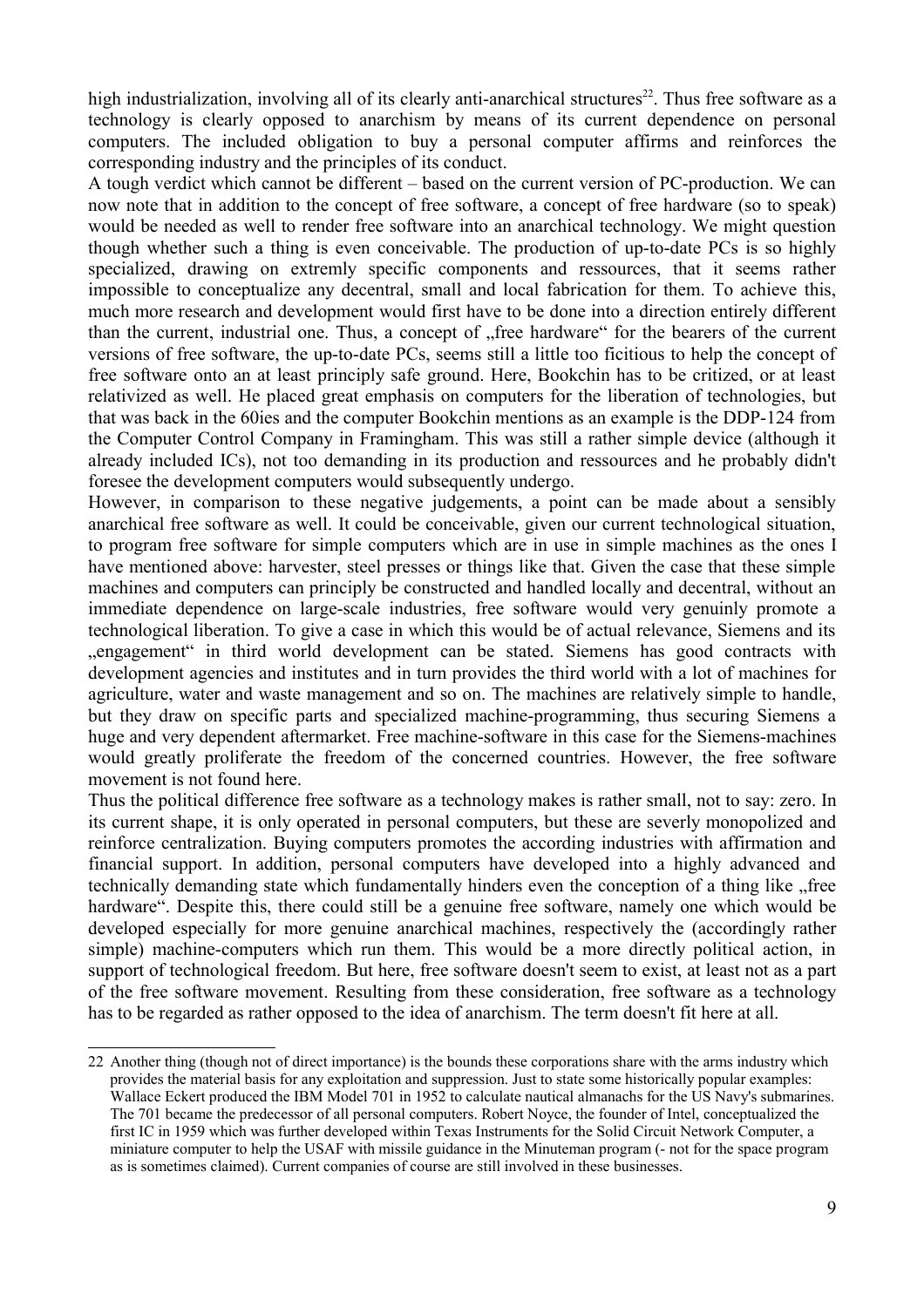high industrialization, involving all of its clearly anti-anarchical structures[22]. Thus free software as a technology is clearly opposed to anarchism by means of its current dependence on personal computers. The included obligation to buy a personal computer affirms and reinforces the corresponding industry and the principles of its conduct.

A tough verdict which cannot be different – based on the current version of PC-production. We can now note that in addition to the concept of free software, a concept of free hardware (so to speak) would be needed as well to render free software into an anarchical technology. We might question though whether such a thing is even conceivable. The production of up-to-date PCs is so highly specialized, drawing on extremly specific components and ressources, that it seems rather impossible to conceptualize any decentral, small and local fabrication for them. To achieve this, much more research and development would first have to be done into a direction entirely different than the current, industrial one. Thus, a concept of „free hardware" for the bearers of the current versions of free software, the up-to-date PCs, seems still a little too ficitious to help the concept of free software onto an at least principly safe ground. Here, Bookchin has to be critized, or at least relativized as well. He placed great emphasis on computers for the liberation of technologies, but that was back in the 60ies and the computer Bookchin mentions as an example is the DDP-124 from the Computer Control Company in Framingham. This was still a rather simple device (although it already included ICs), not too demanding in its production and ressources and he probably didn't foresee the development computers would subsequently undergo.

However, in comparison to these negative judgements, a point can be made about a sensibly anarchical free software as well. It could be conceivable, given our current technological situation, to program free software for simple computers which are in use in simple machines as the ones I have mentioned above: harvester, steel presses or things like that. Given the case that these simple machines and computers can principly be constructed and handled locally and decentral, without an immediate dependence on large-scale industries, free software would very genuinly promote a technological liberation. To give a case in which this would be of actual relevance, Siemens and its „engagement" in third world development can be stated. Siemens has good contracts with development agencies and institutes and in turn provides the third world with a lot of machines for agriculture, water and waste management and so on. The machines are relatively simple to handle, but they draw on specific parts and specialized machine-programming, thus securing Siemens a huge and very dependent aftermarket. Free machine-software in this case for the Siemens-machines would greatly proliferate the freedom of the concerned countries. However, the free software movement is not found here.

Thus the political difference free software as a technology makes is rather small, not to say: zero. In its current shape, it is only operated in personal computers, but these are severly monopolized and reinforce centralization. Buying computers promotes the according industries with affirmation and financial support. In addition, personal computers have developed into a highly advanced and technically demanding state which fundamentally hinders even the conception of a thing like „free hardware". Despite this, there could still be a genuine free software, namely one which would be developed especially for more genuine anarchical machines, respectively the (accordingly rather simple) machine-computers which run them. This would be a more directly political action, in support of technological freedom. But here, free software doesn't seem to exist, at least not as a part of the free software movement. Resulting from these consideration, free software as a technology has to be regarded as rather opposed to the idea of anarchism. The term doesn't fit here at all.

---

22 Another thing (though not of direct importance) is the bounds these corporations share with the arms industry which provides the material basis for any exploitation and suppression. Just to state some historically popular examples: Wallace Eckert produced the IBM Model 701 in 1952 to calculate nautical almanachs for the US Navy's submarines. The 701 became the predecessor of all personal computers. Robert Noyce, the founder of Intel, conceptualized the first IC in 1959 which was further developed within Texas Instruments for the Solid Circuit Network Computer, a miniature computer to help the USAF with missile guidance in the Minuteman program (- not for the space program as is sometimes claimed). Current companies of course are still involved in these businesses.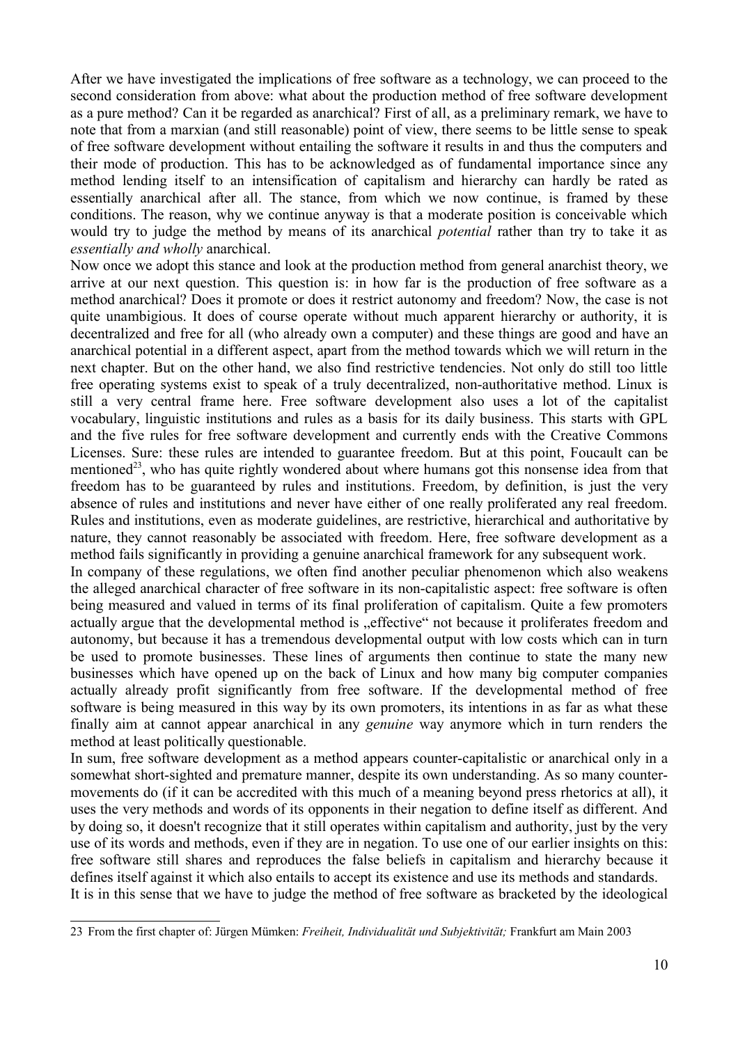After we have investigated the implications of free software as a technology, we can proceed to the second consideration from above: what about the production method of free software development as a pure method? Can it be regarded as anarchical? First of all, as a preliminary remark, we have to note that from a marxian (and still reasonable) point of view, there seems to be little sense to speak of free software development without entailing the software it results in and thus the computers and their mode of production. This has to be acknowledged as of fundamental importance since any method lending itself to an intensification of capitalism and hierarchy can hardly be rated as essentially anarchical after all. The stance, from which we now continue, is framed by these conditions. The reason, why we continue anyway is that a moderate position is conceivable which would try to judge the method by means of its anarchical *potential* rather than try to take it as *essentially and wholly* anarchical.

Now once we adopt this stance and look at the production method from general anarchist theory, we arrive at our next question. This question is: in how far is the production of free software as a method anarchical? Does it promote or does it restrict autonomy and freedom? Now, the case is not quite unambigious. It does of course operate without much apparent hierarchy or authority, it is decentralized and free for all (who already own a computer) and these things are good and have an anarchical potential in a different aspect, apart from the method towards which we will return in the next chapter. But on the other hand, we also find restrictive tendencies. Not only do still too little free operating systems exist to speak of a truly decentralized, non-authoritative method. Linux is still a very central frame here. Free software development also uses a lot of the capitalist vocabulary, linguistic institutions and rules as a basis for its daily business. This starts with GPL and the five rules for free software development and currently ends with the Creative Commons Licenses. Sure: these rules are intended to guarantee freedom. But at this point, Foucault can be mentioned[23], who has quite rightly wondered about where humans got this nonsense idea from that freedom has to be guaranteed by rules and institutions. Freedom, by definition, is just the very absence of rules and institutions and never have either of one really proliferated any real freedom. Rules and institutions, even as moderate guidelines, are restrictive, hierarchical and authoritative by nature, they cannot reasonably be associated with freedom. Here, free software development as a method fails significantly in providing a genuine anarchical framework for any subsequent work.

In company of these regulations, we often find another peculiar phenomenon which also weakens the alleged anarchical character of free software in its non-capitalistic aspect: free software is often being measured and valued in terms of its final proliferation of capitalism. Quite a few promoters actually argue that the developmental method is „effective“ not because it proliferates freedom and autonomy, but because it has a tremendous developmental output with low costs which can in turn be used to promote businesses. These lines of arguments then continue to state the many new businesses which have opened up on the back of Linux and how many big computer companies actually already profit significantly from free software. If the developmental method of free software is being measured in this way by its own promoters, its intentions in as far as what these finally aim at cannot appear anarchical in any *genuine* way anymore which in turn renders the method at least politically questionable.

In sum, free software development as a method appears counter-capitalistic or anarchical only in a somewhat short-sighted and premature manner, despite its own understanding. As so many counter-movements do (if it can be accredited with this much of a meaning beyond press rhetorics at all), it uses the very methods and words of its opponents in their negation to define itself as different. And by doing so, it doesn't recognize that it still operates within capitalism and authority, just by the very use of its words and methods, even if they are in negation. To use one of our earlier insights on this: free software still shares and reproduces the false beliefs in capitalism and hierarchy because it defines itself against it which also entails to accept its existence and use its methods and standards.

It is in this sense that we have to judge the method of free software as bracketed by the ideological

---

23 From the first chapter of: Jürgen Mümken: *Freiheit, Individualität und Subjektivität;* Frankfurt am Main 2003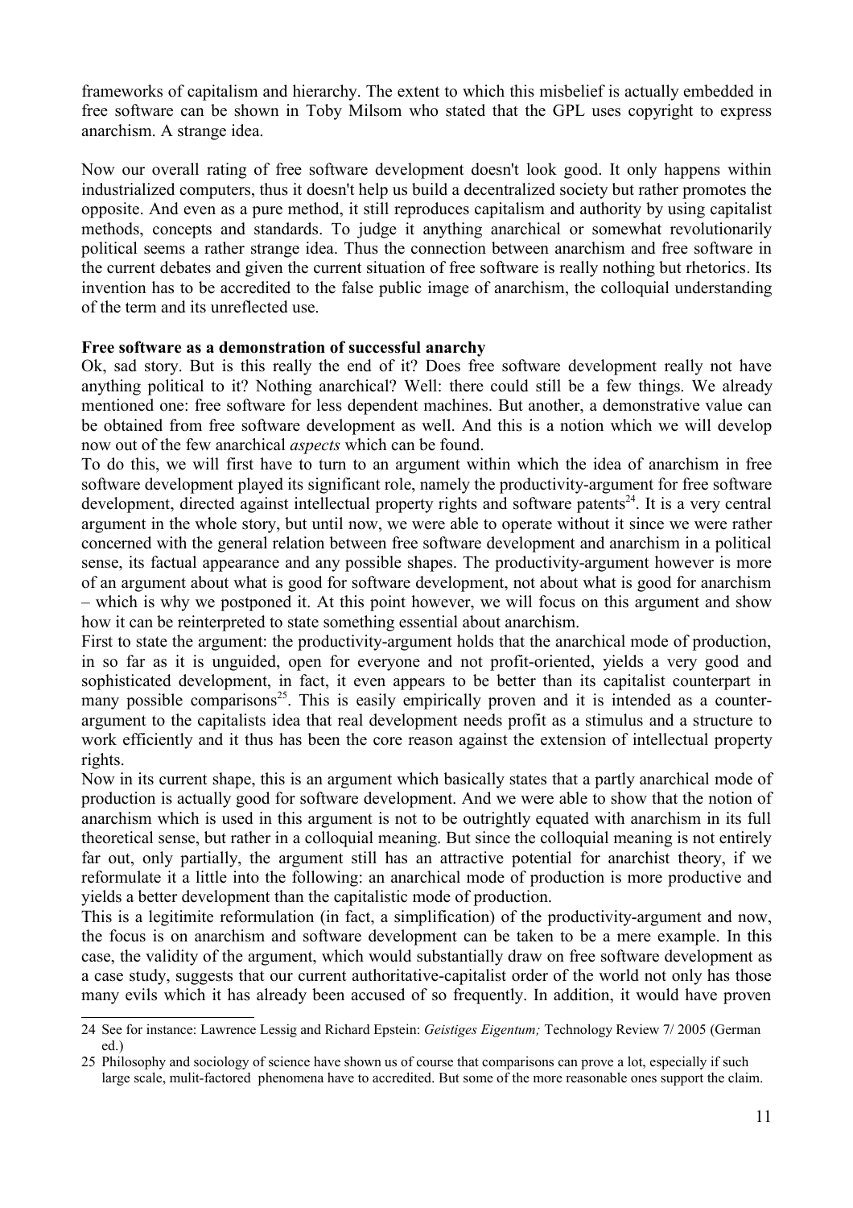frameworks of capitalism and hierarchy. The extent to which this misbelief is actually embedded in free software can be shown in Toby Milsom who stated that the GPL uses copyright to express anarchism. A strange idea.

Now our overall rating of free software development doesn't look good. It only happens within industrialized computers, thus it doesn't help us build a decentralized society but rather promotes the opposite. And even as a pure method, it still reproduces capitalism and authority by using capitalist methods, concepts and standards. To judge it anything anarchical or somewhat revolutionarily political seems a rather strange idea. Thus the connection between anarchism and free software in the current debates and given the current situation of free software is really nothing but rhetorics. Its invention has to be accredited to the false public image of anarchism, the colloquial understanding of the term and its unreflected use.

**Free software as a demonstration of successful anarchy**

Ok, sad story. But is this really the end of it? Does free software development really not have anything political to it? Nothing anarchical? Well: there could still be a few things. We already mentioned one: free software for less dependent machines. But another, a demonstrative value can be obtained from free software development as well. And this is a notion which we will develop now out of the few anarchical *aspects* which can be found.

To do this, we will first have to turn to an argument within which the idea of anarchism in free software development played its significant role, namely the productivity-argument for free software development, directed against intellectual property rights and software patents[24]. It is a very central argument in the whole story, but until now, we were able to operate without it since we were rather concerned with the general relation between free software development and anarchism in a political sense, its factual appearance and any possible shapes. The productivity-argument however is more of an argument about what is good for software development, not about what is good for anarchism – which is why we postponed it. At this point however, we will focus on this argument and show how it can be reinterpreted to state something essential about anarchism.

First to state the argument: the productivity-argument holds that the anarchical mode of production, in so far as it is unguided, open for everyone and not profit-oriented, yields a very good and sophisticated development, in fact, it even appears to be better than its capitalist counterpart in many possible comparisons[25]. This is easily empirically proven and it is intended as a counter-argument to the capitalists idea that real development needs profit as a stimulus and a structure to work efficiently and it thus has been the core reason against the extension of intellectual property rights.

Now in its current shape, this is an argument which basically states that a partly anarchical mode of production is actually good for software development. And we were able to show that the notion of anarchism which is used in this argument is not to be outrightly equated with anarchism in its full theoretical sense, but rather in a colloquial meaning. But since the colloquial meaning is not entirely far out, only partially, the argument still has an attractive potential for anarchist theory, if we reformulate it a little into the following: an anarchical mode of production is more productive and yields a better development than the capitalistic mode of production.

This is a legitimite reformulation (in fact, a simplification) of the productivity-argument and now, the focus is on anarchism and software development can be taken to be a mere example. In this case, the validity of the argument, which would substantially draw on free software development as a case study, suggests that our current authoritative-capitalist order of the world not only has those many evils which it has already been accused of so frequently. In addition, it would have proven

---

24 See for instance: Lawrence Lessig and Richard Epstein: *Geistiges Eigentum;* Technology Review 7/ 2005 (German ed.)

25 Philosophy and sociology of science have shown us of course that comparisons can prove a lot, especially if such large scale, mulit-factored phenomena have to accredited. But some of the more reasonable ones support the claim.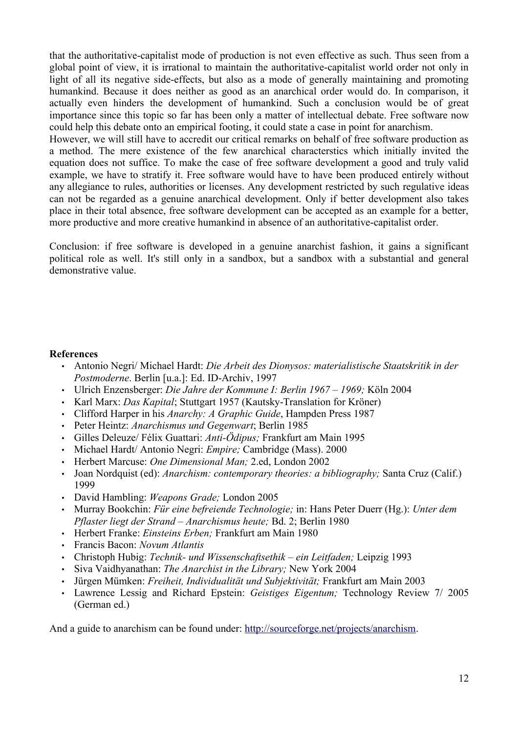that the authoritative-capitalist mode of production is not even effective as such. Thus seen from a global point of view, it is irrational to maintain the authoritative-capitalist world order not only in light of all its negative side-effects, but also as a mode of generally maintaining and promoting humankind. Because it does neither as good as an anarchical order would do. In comparison, it actually even hinders the development of humankind. Such a conclusion would be of great importance since this topic so far has been only a matter of intellectual debate. Free software now could help this debate onto an empirical footing, it could state a case in point for anarchism.

However, we will still have to accredit our critical remarks on behalf of free software production as a method. The mere existence of the few anarchical characterstics which initially invited the equation does not suffice. To make the case of free software development a good and truly valid example, we have to stratify it. Free software would have to have been produced entirely without any allegiance to rules, authorities or licenses. Any development restricted by such regulative ideas can not be regarded as a genuine anarchical development. Only if better development also takes place in their total absence, free software development can be accepted as an example for a better, more productive and more creative humankind in absence of an authoritative-capitalist order.

Conclusion: if free software is developed in a genuine anarchist fashion, it gains a significant political role as well. It's still only in a sandbox, but a sandbox with a substantial and general demonstrative value.

**References**

- Antonio Negri/ Michael Hardt: *Die Arbeit des Dionysos: materialistische Staatskritik in der Postmoderne*. Berlin [u.a.]: Ed. ID-Archiv, 1997
- Ulrich Enzensberger: *Die Jahre der Kommune I: Berlin 1967 – 1969;* Köln 2004
- Karl Marx: *Das Kapital*; Stuttgart 1957 (Kautsky-Translation for Kröner)
- Clifford Harper in his *Anarchy: A Graphic Guide*, Hampden Press 1987
- Peter Heintz: *Anarchismus und Gegenwart*; Berlin 1985
- Gilles Deleuze/ Félix Guattari: *Anti-Ödipus;* Frankfurt am Main 1995
- Michael Hardt/ Antonio Negri: *Empire;* Cambridge (Mass). 2000
- Herbert Marcuse: *One Dimensional Man;* 2.ed, London 2002
- Joan Nordquist (ed): *Anarchism: contemporary theories: a bibliography;* Santa Cruz (Calif.) 1999
- David Hambling: *Weapons Grade;* London 2005
- Murray Bookchin: *Für eine befreiende Technologie;* in: Hans Peter Duerr (Hg.): *Unter dem Pflaster liegt der Strand – Anarchismus heute;* Bd. 2; Berlin 1980
- Herbert Franke: *Einsteins Erben;* Frankfurt am Main 1980
- Francis Bacon: *Novum Atlantis*
- Christoph Hubig: *Technik- und Wissenschaftsethik – ein Leitfaden;* Leipzig 1993
- Siva Vaidhyanathan: *The Anarchist in the Library;* New York 2004
- Jürgen Mümken: *Freiheit, Individualität und Subjektivität;* Frankfurt am Main 2003
- Lawrence Lessig and Richard Epstein: *Geistiges Eigentum;* Technology Review 7/ 2005 (German ed.)

And a guide to anarchism can be found under: [http://sourceforge.net/projects/anarchism](http://sourceforge.net/projects/anarchism).